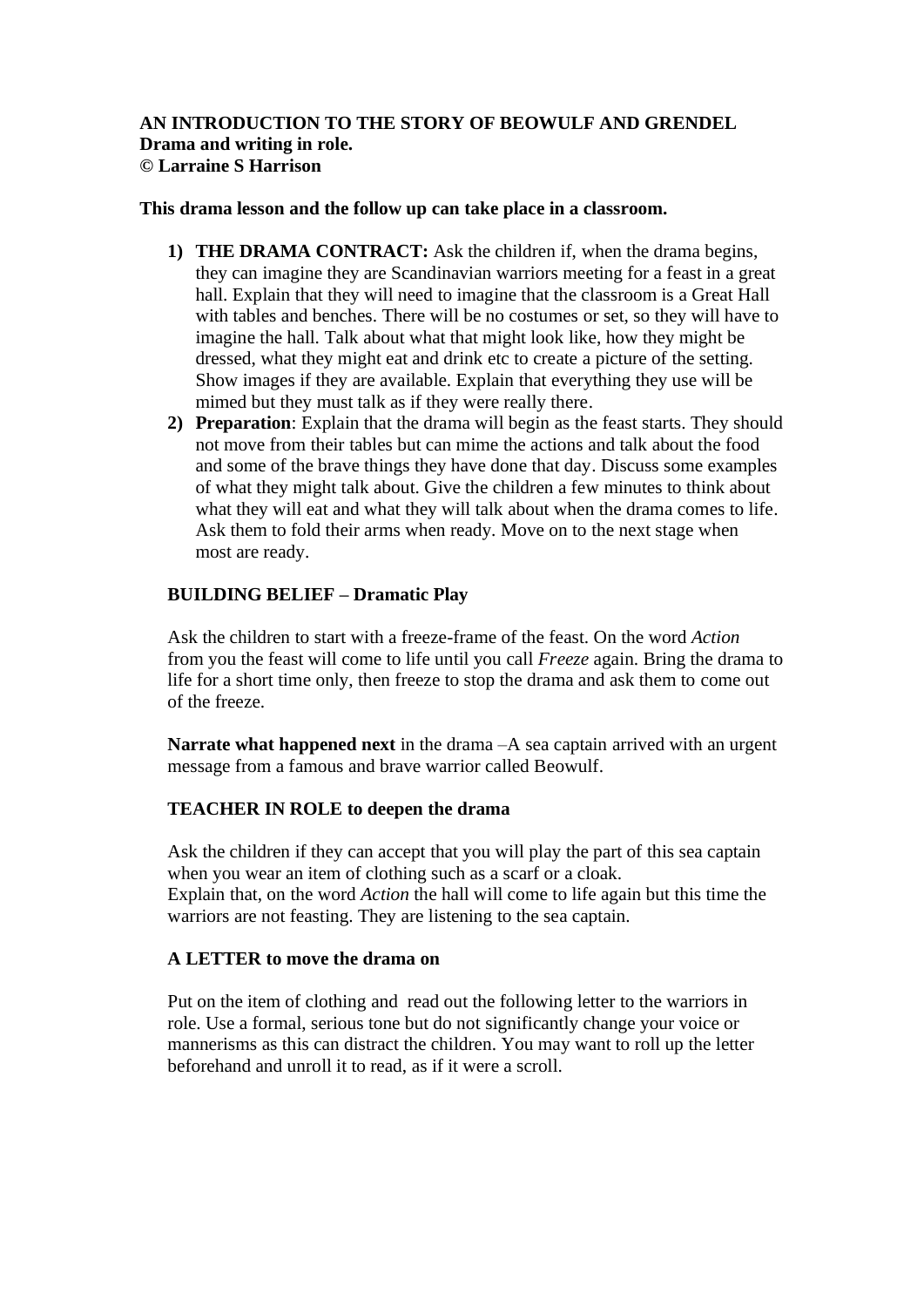**AN INTRODUCTION TO THE STORY OF BEOWULF AND GRENDEL**
**Drama and writing in role.**
**© Larraine S Harrison**

**This drama lesson and the follow up can take place in a classroom.**

1) **THE DRAMA CONTRACT:** Ask the children if, when the drama begins, they can imagine they are Scandinavian warriors meeting for a feast in a great hall. Explain that they will need to imagine that the classroom is a Great Hall with tables and benches. There will be no costumes or set, so they will have to imagine the hall. Talk about what that might look like, how they might be dressed, what they might eat and drink etc to create a picture of the setting. Show images if they are available. Explain that everything they use will be mimed but they must talk as if they were really there.
2) **Preparation**: Explain that the drama will begin as the feast starts. They should not move from their tables but can mime the actions and talk about the food and some of the brave things they have done that day. Discuss some examples of what they might talk about. Give the children a few minutes to think about what they will eat and what they will talk about when the drama comes to life. Ask them to fold their arms when ready. Move on to the next stage when most are ready.

**BUILDING BELIEF – Dramatic Play**

Ask the children to start with a freeze-frame of the feast. On the word *Action* from you the feast will come to life until you call *Freeze* again. Bring the drama to life for a short time only, then freeze to stop the drama and ask them to come out of the freeze.

**Narrate what happened next** in the drama –A sea captain arrived with an urgent message from a famous and brave warrior called Beowulf.

**TEACHER IN ROLE to deepen the drama**

Ask the children if they can accept that you will play the part of this sea captain when you wear an item of clothing such as a scarf or a cloak.
Explain that, on the word *Action* the hall will come to life again but this time the warriors are not feasting. They are listening to the sea captain.

**A LETTER to move the drama on**

Put on the item of clothing and read out the following letter to the warriors in role. Use a formal, serious tone but do not significantly change your voice or mannerisms as this can distract the children. You may want to roll up the letter beforehand and unroll it to read, as if it were a scroll.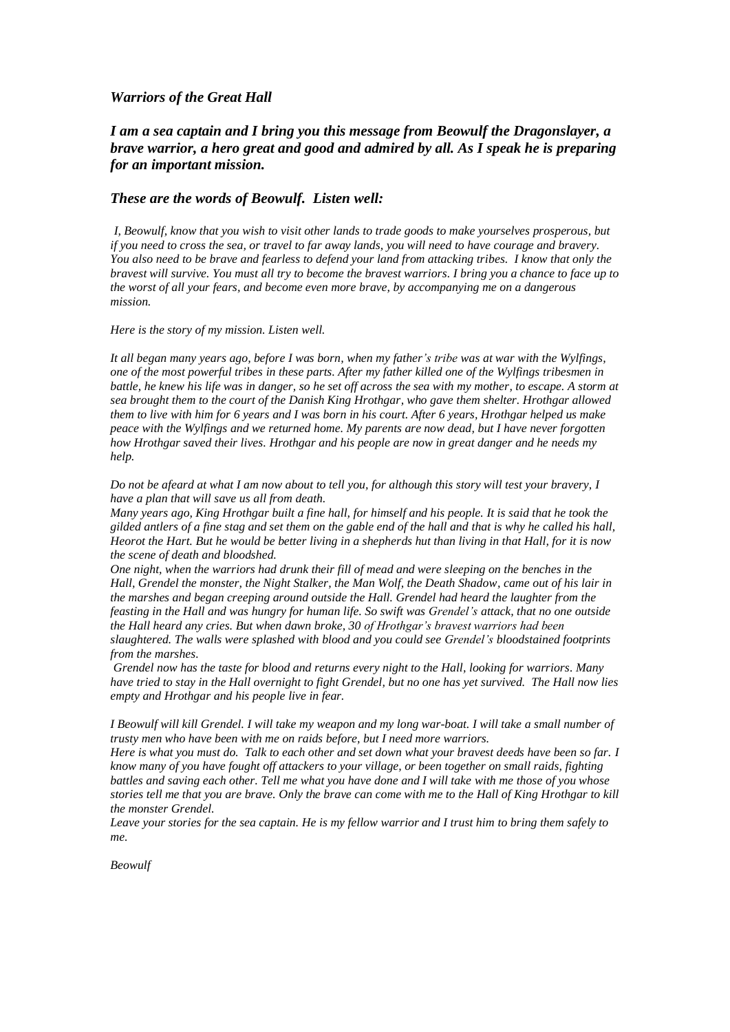## *Warriors of the Great Hall*

### ***I am a sea captain and I bring you this message from Beowulf the Dragonslayer, a brave warrior, a hero great and good and admired by all. As I speak he is preparing for an important mission.***

### ***These are the words of Beowulf. Listen well:***

*I, Beowulf, know that you wish to visit other lands to trade goods to make yourselves prosperous, but if you need to cross the sea, or travel to far away lands, you will need to have courage and bravery. You also need to be brave and fearless to defend your land from attacking tribes. I know that only the bravest will survive. You must all try to become the bravest warriors. I bring you a chance to face up to the worst of all your fears, and become even more brave, by accompanying me on a dangerous mission.*

*Here is the story of my mission. Listen well.*

*It all began many years ago, before I was born, when my father's tribe was at war with the Wylfings, one of the most powerful tribes in these parts. After my father killed one of the Wylfings tribesmen in battle, he knew his life was in danger, so he set off across the sea with my mother, to escape. A storm at sea brought them to the court of the Danish King Hrothgar, who gave them shelter. Hrothgar allowed them to live with him for 6 years and I was born in his court. After 6 years, Hrothgar helped us make peace with the Wylfings and we returned home. My parents are now dead, but I have never forgotten how Hrothgar saved their lives. Hrothgar and his people are now in great danger and he needs my help.*

*Do not be afeard at what I am now about to tell you, for although this story will test your bravery, I have a plan that will save us all from death.*

*Many years ago, King Hrothgar built a fine hall, for himself and his people. It is said that he took the gilded antlers of a fine stag and set them on the gable end of the hall and that is why he called his hall, Heorot the Hart. But he would be better living in a shepherds hut than living in that Hall, for it is now the scene of death and bloodshed.*

*One night, when the warriors had drunk their fill of mead and were sleeping on the benches in the Hall, Grendel the monster, the Night Stalker, the Man Wolf, the Death Shadow, came out of his lair in the marshes and began creeping around outside the Hall. Grendel had heard the laughter from the feasting in the Hall and was hungry for human life. So swift was Grendel's attack, that no one outside the Hall heard any cries. But when dawn broke, 30 of Hrothgar's bravest warriors had been slaughtered. The walls were splashed with blood and you could see Grendel's bloodstained footprints from the marshes.*

*Grendel now has the taste for blood and returns every night to the Hall, looking for warriors. Many have tried to stay in the Hall overnight to fight Grendel, but no one has yet survived. The Hall now lies empty and Hrothgar and his people live in fear.*

*I Beowulf will kill Grendel. I will take my weapon and my long war-boat. I will take a small number of trusty men who have been with me on raids before, but I need more warriors.*

*Here is what you must do. Talk to each other and set down what your bravest deeds have been so far. I know many of you have fought off attackers to your village, or been together on small raids, fighting battles and saving each other. Tell me what you have done and I will take with me those of you whose stories tell me that you are brave. Only the brave can come with me to the Hall of King Hrothgar to kill the monster Grendel.*

*Leave your stories for the sea captain. He is my fellow warrior and I trust him to bring them safely to me.*

*Beowulf*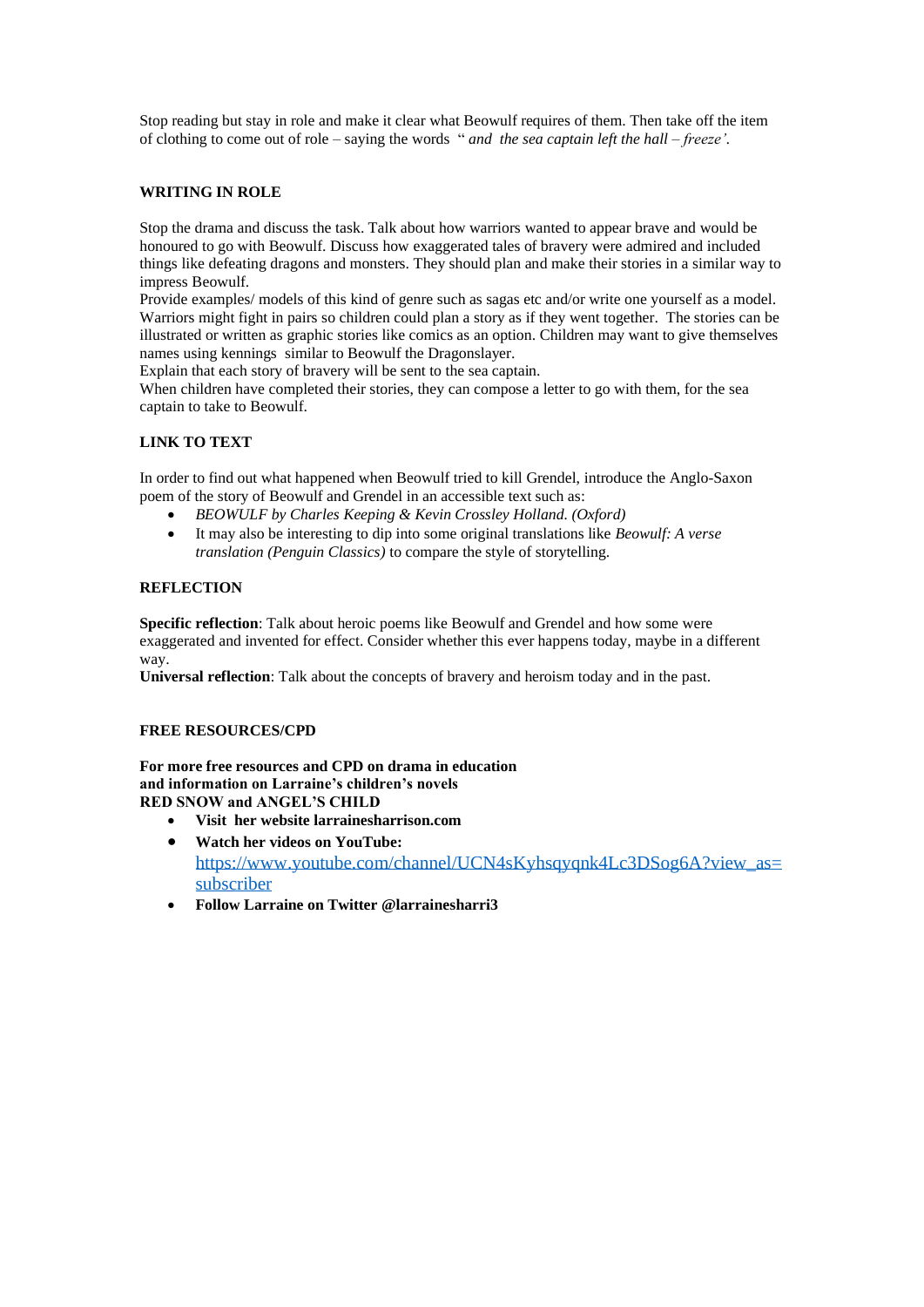Stop reading but stay in role and make it clear what Beowulf requires of them. Then take off the item of clothing to come out of role – saying the words " *and the sea captain left the hall – freeze'.*

**WRITING IN ROLE**

Stop the drama and discuss the task. Talk about how warriors wanted to appear brave and would be honoured to go with Beowulf. Discuss how exaggerated tales of bravery were admired and included things like defeating dragons and monsters. They should plan and make their stories in a similar way to impress Beowulf.

Provide examples/ models of this kind of genre such as sagas etc and/or write one yourself as a model. Warriors might fight in pairs so children could plan a story as if they went together. The stories can be illustrated or written as graphic stories like comics as an option. Children may want to give themselves names using kennings similar to Beowulf the Dragonslayer.

Explain that each story of bravery will be sent to the sea captain.

When children have completed their stories, they can compose a letter to go with them, for the sea captain to take to Beowulf.

**LINK TO TEXT**

In order to find out what happened when Beowulf tried to kill Grendel, introduce the Anglo-Saxon poem of the story of Beowulf and Grendel in an accessible text such as:

- *BEOWULF by Charles Keeping & Kevin Crossley Holland. (Oxford)*
- It may also be interesting to dip into some original translations like *Beowulf: A verse translation (Penguin Classics)* to compare the style of storytelling.

**REFLECTION**

**Specific reflection**: Talk about heroic poems like Beowulf and Grendel and how some were exaggerated and invented for effect. Consider whether this ever happens today, maybe in a different way.

**Universal reflection**: Talk about the concepts of bravery and heroism today and in the past.

**FREE RESOURCES/CPD**

**For more free resources and CPD on drama in education and information on Larraine's children's novels RED SNOW and ANGEL'S CHILD**

- **Visit her website larrainesharrison.com**
- **Watch her videos on YouTube:** https://www.youtube.com/channel/UCN4sKyhsqyqnk4Lc3DSog6A?view_as=subscriber
- **Follow Larraine on Twitter @larrainesharri3**